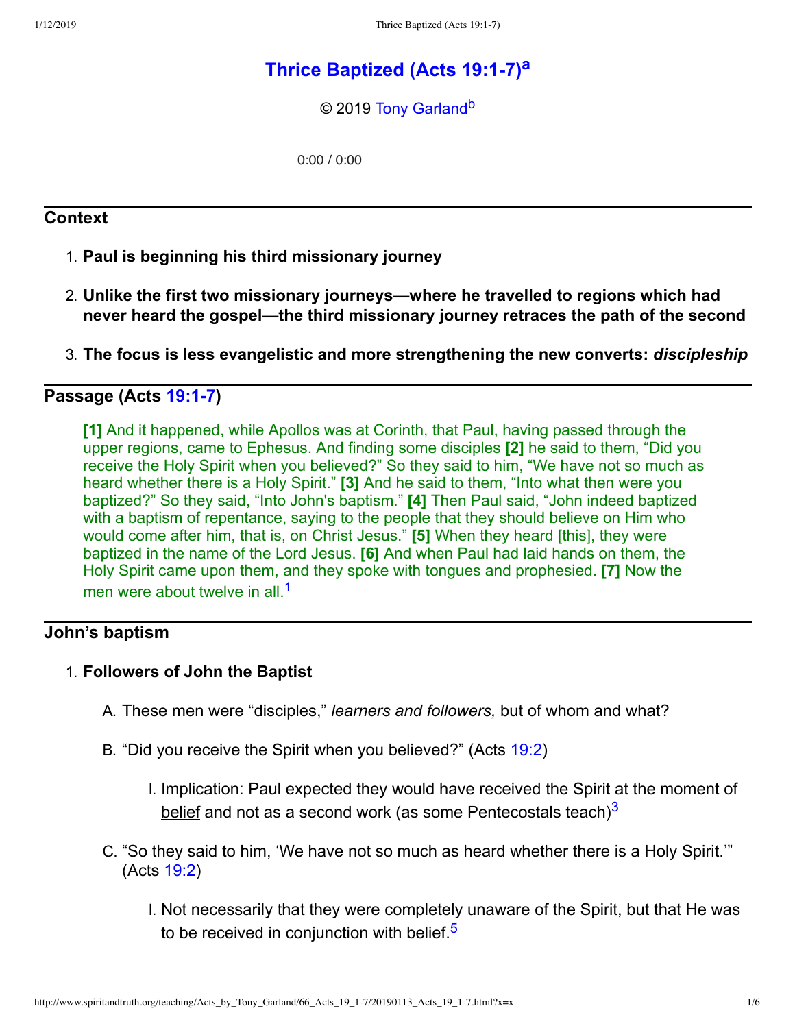# Thrice Baptized (Acts 19:1-7)[a]

© 2019 Tony Garland[b]

0:00 / 0:00

## Context

1. **Paul is beginning his third missionary journey**
2. **Unlike the first two missionary journeys—where he travelled to regions which had never heard the gospel—the third missionary journey retraces the path of the second**
3. **The focus is less evangelistic and more strengthening the new converts: *discipleship***

## Passage (Acts 19:1-7)

> **[1]** And it happened, while Apollos was at Corinth, that Paul, having passed through the upper regions, came to Ephesus. And finding some disciples **[2]** he said to them, "Did you receive the Holy Spirit when you believed?" So they said to him, "We have not so much as heard whether there is a Holy Spirit." **[3]** And he said to them, "Into what then were you baptized?" So they said, "Into John's baptism." **[4]** Then Paul said, "John indeed baptized with a baptism of repentance, saying to the people that they should believe on Him who would come after him, that is, on Christ Jesus." **[5]** When they heard [this], they were baptized in the name of the Lord Jesus. **[6]** And when Paul had laid hands on them, the Holy Spirit came upon them, and they spoke with tongues and prophesied. **[7]** Now the men were about twelve in all.[1]

## John's baptism

1. **Followers of John the Baptist**
   - A. These men were "disciples," *learners and followers,* but of whom and what?
   - B. "Did you receive the Spirit when you believed?" (Acts 19:2)
     - I. Implication: Paul expected they would have received the Spirit at the moment of belief and not as a second work (as some Pentecostals teach)[3]
   - C. "So they said to him, 'We have not so much as heard whether there is a Holy Spirit.'" (Acts 19:2)
     - I. Not necessarily that they were completely unaware of the Spirit, but that He was to be received in conjunction with belief.[5]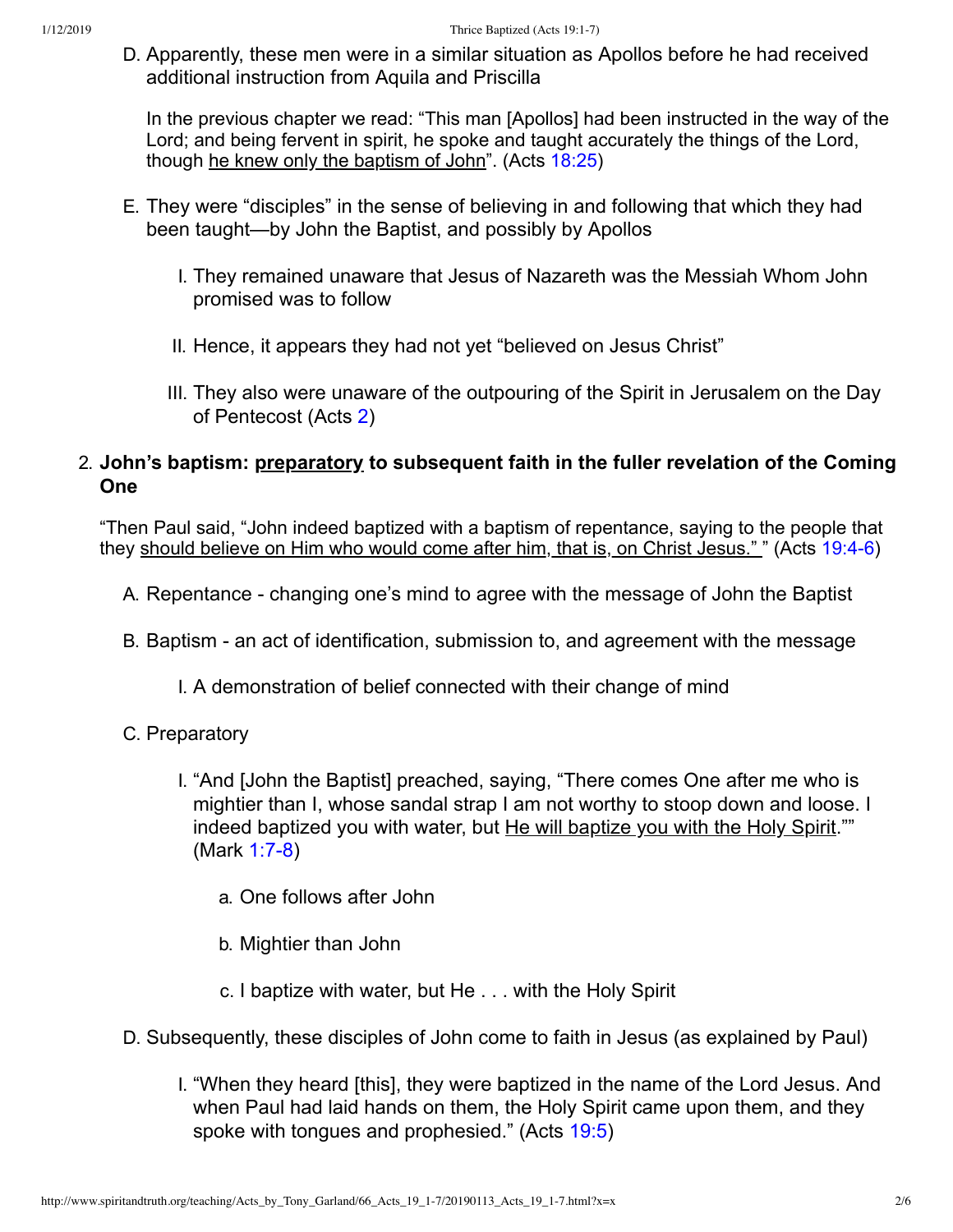D. Apparently, these men were in a similar situation as Apollos before he had received additional instruction from Aquila and Priscilla

   In the previous chapter we read: "This man [Apollos] had been instructed in the way of the Lord; and being fervent in spirit, he spoke and taught accurately the things of the Lord, though he knew only the baptism of John". (Acts 18:25)

E. They were "disciples" in the sense of believing in and following that which they had been taught—by John the Baptist, and possibly by Apollos

   I. They remained unaware that Jesus of Nazareth was the Messiah Whom John promised was to follow

   II. Hence, it appears they had not yet "believed on Jesus Christ"

   III. They also were unaware of the outpouring of the Spirit in Jerusalem on the Day of Pentecost (Acts 2)

2. **John's baptism: preparatory to subsequent faith in the fuller revelation of the Coming One**

"Then Paul said, "John indeed baptized with a baptism of repentance, saying to the people that they should believe on Him who would come after him, that is, on Christ Jesus." " (Acts 19:4-6)

A. Repentance - changing one's mind to agree with the message of John the Baptist

B. Baptism - an act of identification, submission to, and agreement with the message

   I. A demonstration of belief connected with their change of mind

C. Preparatory

   I. "And [John the Baptist] preached, saying, "There comes One after me who is mightier than I, whose sandal strap I am not worthy to stoop down and loose. I indeed baptized you with water, but He will baptize you with the Holy Spirit."" (Mark 1:7-8)

      a. One follows after John

      b. Mightier than John

      c. I baptize with water, but He . . . with the Holy Spirit

D. Subsequently, these disciples of John come to faith in Jesus (as explained by Paul)

   I. "When they heard [this], they were baptized in the name of the Lord Jesus. And when Paul had laid hands on them, the Holy Spirit came upon them, and they spoke with tongues and prophesied." (Acts 19:5)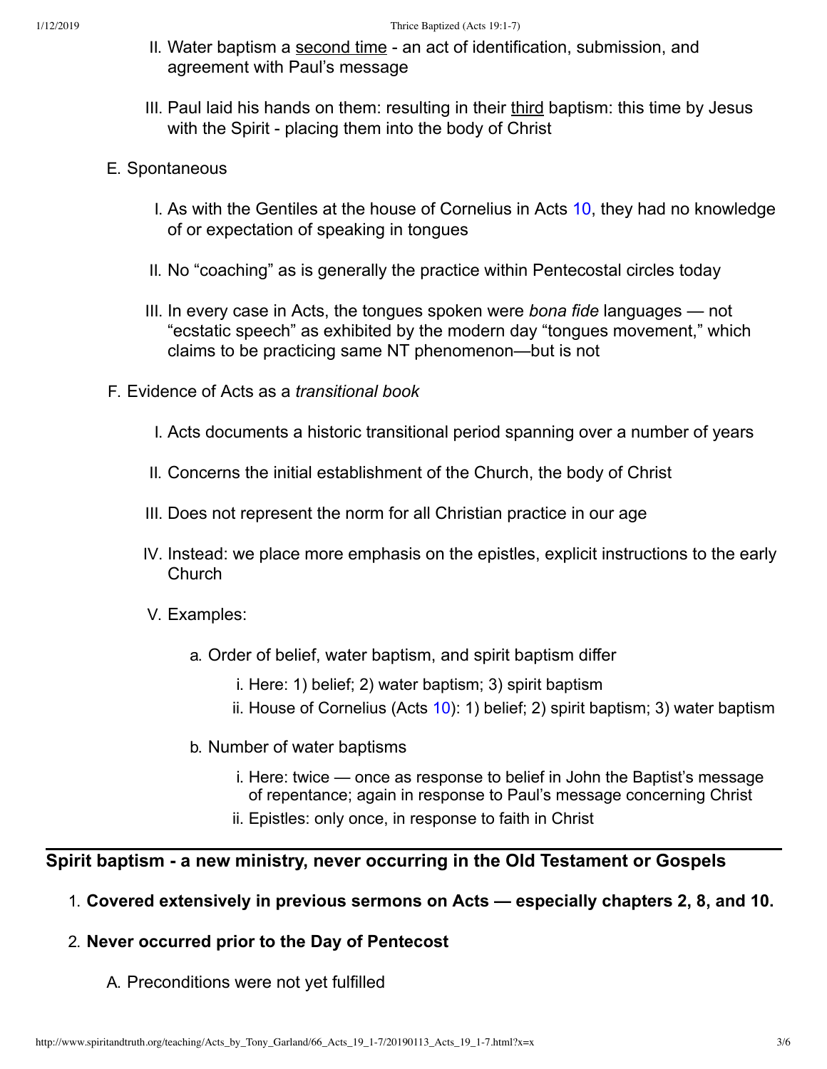II. Water baptism a <u>second time</u> - an act of identification, submission, and agreement with Paul's message

III. Paul laid his hands on them: resulting in their <u>third</u> baptism: this time by Jesus with the Spirit - placing them into the body of Christ

E. Spontaneous

I. As with the Gentiles at the house of Cornelius in Acts 10, they had no knowledge of or expectation of speaking in tongues

II. No "coaching" as is generally the practice within Pentecostal circles today

III. In every case in Acts, the tongues spoken were *bona fide* languages — not "ecstatic speech" as exhibited by the modern day "tongues movement," which claims to be practicing same NT phenomenon—but is not

F. Evidence of Acts as a *transitional book*

I. Acts documents a historic transitional period spanning over a number of years

II. Concerns the initial establishment of the Church, the body of Christ

III. Does not represent the norm for all Christian practice in our age

IV. Instead: we place more emphasis on the epistles, explicit instructions to the early Church

V. Examples:

a. Order of belief, water baptism, and spirit baptism differ

i. Here: 1) belief; 2) water baptism; 3) spirit baptism

ii. House of Cornelius (Acts 10): 1) belief; 2) spirit baptism; 3) water baptism

b. Number of water baptisms

i. Here: twice — once as response to belief in John the Baptist's message of repentance; again in response to Paul's message concerning Christ

ii. Epistles: only once, in response to faith in Christ

---

## Spirit baptism - a new ministry, never occurring in the Old Testament or Gospels

1. **Covered extensively in previous sermons on Acts — especially chapters 2, 8, and 10.**

2. **Never occurred prior to the Day of Pentecost**

A. Preconditions were not yet fulfilled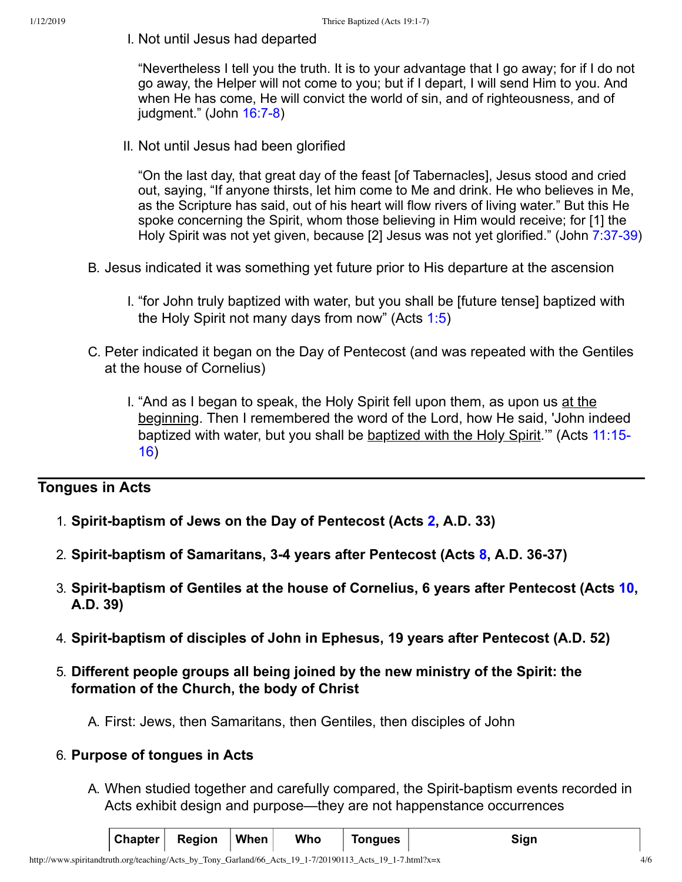I. Not until Jesus had departed

“Nevertheless I tell you the truth. It is to your advantage that I go away; for if I do not go away, the Helper will not come to you; but if I depart, I will send Him to you. And when He has come, He will convict the world of sin, and of righteousness, and of judgment.” (John 16:7-8)

II. Not until Jesus had been glorified

“On the last day, that great day of the feast [of Tabernacles], Jesus stood and cried out, saying, “If anyone thirsts, let him come to Me and drink. He who believes in Me, as the Scripture has said, out of his heart will flow rivers of living water.” But this He spoke concerning the Spirit, whom those believing in Him would receive; for [1] the Holy Spirit was not yet given, because [2] Jesus was not yet glorified.” (John 7:37-39)

B. Jesus indicated it was something yet future prior to His departure at the ascension

I. “for John truly baptized with water, but you shall be [future tense] baptized with the Holy Spirit not many days from now” (Acts 1:5)

C. Peter indicated it began on the Day of Pentecost (and was repeated with the Gentiles at the house of Cornelius)

I. “And as I began to speak, the Holy Spirit fell upon them, as upon us <u>at the beginning</u>. Then I remembered the word of the Lord, how He said, 'John indeed baptized with water, but you shall be <u>baptized with the Holy Spirit</u>.'” (Acts 11:15-16)

---

## Tongues in Acts

1. **Spirit-baptism of Jews on the Day of Pentecost (Acts 2, A.D. 33)**
2. **Spirit-baptism of Samaritans, 3-4 years after Pentecost (Acts 8, A.D. 36-37)**
3. **Spirit-baptism of Gentiles at the house of Cornelius, 6 years after Pentecost (Acts 10, A.D. 39)**
4. **Spirit-baptism of disciples of John in Ephesus, 19 years after Pentecost (A.D. 52)**
5. **Different people groups all being joined by the new ministry of the Spirit: the formation of the Church, the body of Christ**

   A. First: Jews, then Samaritans, then Gentiles, then disciples of John

6. **Purpose of tongues in Acts**

   A. When studied together and carefully compared, the Spirit-baptism events recorded in Acts exhibit design and purpose—they are not happenstance occurrences

| Chapter | Region | When | Who | Tongues | Sign |
|---|---|---|---|---|---|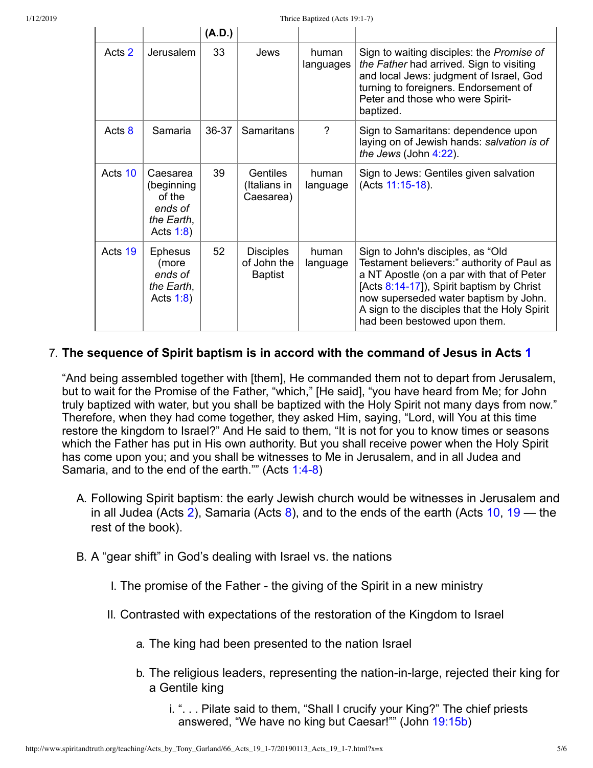| | | (A.D.) | | | |
|---|---|---|---|---|---|
| Acts 2 | Jerusalem | 33 | Jews | human languages | Sign to waiting disciples: the *Promise of the Father* had arrived. Sign to visiting and local Jews: judgment of Israel, God turning to foreigners. Endorsement of Peter and those who were Spirit-baptized. |
| Acts 8 | Samaria | 36-37 | Samaritans | ? | Sign to Samaritans: dependence upon laying on of Jewish hands: *salvation is of the Jews* (John 4:22). |
| Acts 10 | Caesarea (beginning of the *ends of the Earth*, Acts 1:8) | 39 | Gentiles (Italians in Caesarea) | human language | Sign to Jews: Gentiles given salvation (Acts 11:15-18). |
| Acts 19 | Ephesus (more *ends of the Earth*, Acts 1:8) | 52 | Disciples of John the Baptist | human language | Sign to John's disciples, as "Old Testament believers:" authority of Paul as a NT Apostle (on a par with that of Peter [Acts 8:14-17]), Spirit baptism by Christ now superseded water baptism by John. A sign to the disciples that the Holy Spirit had been bestowed upon them. |

7. **The sequence of Spirit baptism is in accord with the command of Jesus in Acts 1**

   "And being assembled together with [them], He commanded them not to depart from Jerusalem, but to wait for the Promise of the Father, "which," [He said], "you have heard from Me; for John truly baptized with water, but you shall be baptized with the Holy Spirit not many days from now." Therefore, when they had come together, they asked Him, saying, "Lord, will You at this time restore the kingdom to Israel?" And He said to them, "It is not for you to know times or seasons which the Father has put in His own authority. But you shall receive power when the Holy Spirit has come upon you; and you shall be witnesses to Me in Jerusalem, and in all Judea and Samaria, and to the end of the earth."" (Acts 1:4-8)

   A. Following Spirit baptism: the early Jewish church would be witnesses in Jerusalem and in all Judea (Acts 2), Samaria (Acts 8), and to the ends of the earth (Acts 10, 19 — the rest of the book).

   B. A "gear shift" in God's dealing with Israel vs. the nations

      I. The promise of the Father - the giving of the Spirit in a new ministry

      II. Contrasted with expectations of the restoration of the Kingdom to Israel

         a. The king had been presented to the nation Israel

         b. The religious leaders, representing the nation-in-large, rejected their king for a Gentile king

            i. ". . . Pilate said to them, "Shall I crucify your King?" The chief priests answered, "We have no king but Caesar!"" (John 19:15b)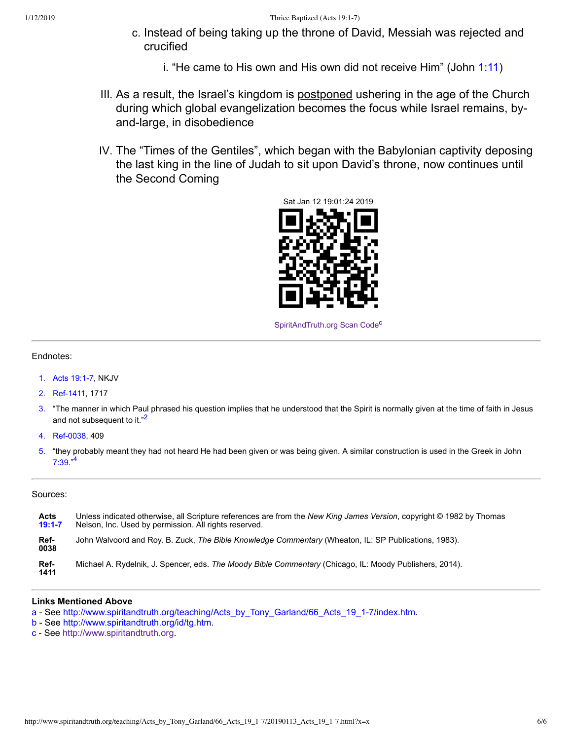c. Instead of being taking up the throne of David, Messiah was rejected and crucified

i. "He came to His own and His own did not receive Him" (John 1:11)

III. As a result, the Israel's kingdom is postponed ushering in the age of the Church during which global evangelization becomes the focus while Israel remains, by-and-large, in disobedience

IV. The "Times of the Gentiles", which began with the Babylonian captivity deposing the last king in the line of Judah to sit upon David's throne, now continues until the Second Coming

Sat Jan 12 19:01:24 2019

SpiritAndTruth.org Scan Code[c]

---

Endnotes:

1. Acts 19:1-7, NKJV
2. Ref-1411, 1717
3. "The manner in which Paul phrased his question implies that he understood that the Spirit is normally given at the time of faith in Jesus and not subsequent to it."[2]
4. Ref-0038, 409
5. "they probably meant they had not heard He had been given or was being given. A similar construction is used in the Greek in John 7:39."[4]

---

Sources:

| | |
|---|---|
| **Acts 19:1-7** | Unless indicated otherwise, all Scripture references are from the *New King James Version*, copyright © 1982 by Thomas Nelson, Inc. Used by permission. All rights reserved. |
| **Ref-0038** | John Walvoord and Roy. B. Zuck, *The Bible Knowledge Commentary* (Wheaton, IL: SP Publications, 1983). |
| **Ref-1411** | Michael A. Rydelnik, J. Spencer, eds. *The Moody Bible Commentary* (Chicago, IL: Moody Publishers, 2014). |

---

**Links Mentioned Above**

a - See http://www.spiritandtruth.org/teaching/Acts_by_Tony_Garland/66_Acts_19_1-7/index.htm.
b - See http://www.spiritandtruth.org/id/tg.htm.
c - See http://www.spiritandtruth.org.